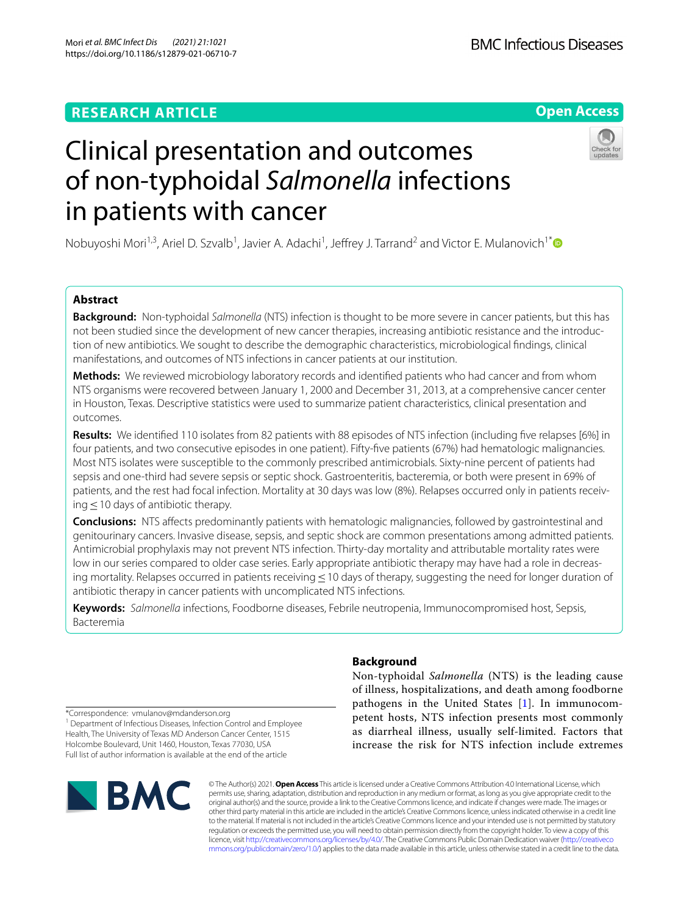RESEARCH ARTICLE

Open Access

# Clinical presentation and outcomes of non-typhoidal *Salmonella* infections in patients with cancer

Nobuyoshi Mori[1,3], Ariel D. Szvalb[1], Javier A. Adachi[1], Jeffrey J. Tarrand[2] and Victor E. Mulanovich[1*]

## Abstract

**Background:** Non-typhoidal *Salmonella* (NTS) infection is thought to be more severe in cancer patients, but this has not been studied since the development of new cancer therapies, increasing antibiotic resistance and the introduction of new antibiotics. We sought to describe the demographic characteristics, microbiological findings, clinical manifestations, and outcomes of NTS infections in cancer patients at our institution.

**Methods:** We reviewed microbiology laboratory records and identified patients who had cancer and from whom NTS organisms were recovered between January 1, 2000 and December 31, 2013, at a comprehensive cancer center in Houston, Texas. Descriptive statistics were used to summarize patient characteristics, clinical presentation and outcomes.

**Results:** We identified 110 isolates from 82 patients with 88 episodes of NTS infection (including five relapses [6%] in four patients, and two consecutive episodes in one patient). Fifty-five patients (67%) had hematologic malignancies. Most NTS isolates were susceptible to the commonly prescribed antimicrobials. Sixty-nine percent of patients had sepsis and one-third had severe sepsis or septic shock. Gastroenteritis, bacteremia, or both were present in 69% of patients, and the rest had focal infection. Mortality at 30 days was low (8%). Relapses occurred only in patients receiving ≤ 10 days of antibiotic therapy.

**Conclusions:** NTS affects predominantly patients with hematologic malignancies, followed by gastrointestinal and genitourinary cancers. Invasive disease, sepsis, and septic shock are common presentations among admitted patients. Antimicrobial prophylaxis may not prevent NTS infection. Thirty-day mortality and attributable mortality rates were low in our series compared to older case series. Early appropriate antibiotic therapy may have had a role in decreasing mortality. Relapses occurred in patients receiving ≤ 10 days of therapy, suggesting the need for longer duration of antibiotic therapy in cancer patients with uncomplicated NTS infections.

**Keywords:** *Salmonella* infections, Foodborne diseases, Febrile neutropenia, Immunocompromised host, Sepsis, Bacteremia

## Background

Non-typhoidal *Salmonella* (NTS) is the leading cause of illness, hospitalizations, and death among foodborne pathogens in the United States [1]. In immunocompetent hosts, NTS infection presents most commonly as diarrheal illness, usually self-limited. Factors that increase the risk for NTS infection include extremes

*Correspondence: vmulanov@mdanderson.org
[1] Department of Infectious Diseases, Infection Control and Employee Health, The University of Texas MD Anderson Cancer Center, 1515 Holcombe Boulevard, Unit 1460, Houston, Texas 77030, USA
Full list of author information is available at the end of the article

© The Author(s) 2021. **Open Access** This article is licensed under a Creative Commons Attribution 4.0 International License, which permits use, sharing, adaptation, distribution and reproduction in any medium or format, as long as you give appropriate credit to the original author(s) and the source, provide a link to the Creative Commons licence, and indicate if changes were made. The images or other third party material in this article are included in the article's Creative Commons licence, unless indicated otherwise in a credit line to the material. If material is not included in the article's Creative Commons licence and your intended use is not permitted by statutory regulation or exceeds the permitted use, you will need to obtain permission directly from the copyright holder. To view a copy of this licence, visit http://creativecommons.org/licenses/by/4.0/. The Creative Commons Public Domain Dedication waiver (http://creativecommons.org/publicdomain/zero/1.0/) applies to the data made available in this article, unless otherwise stated in a credit line to the data.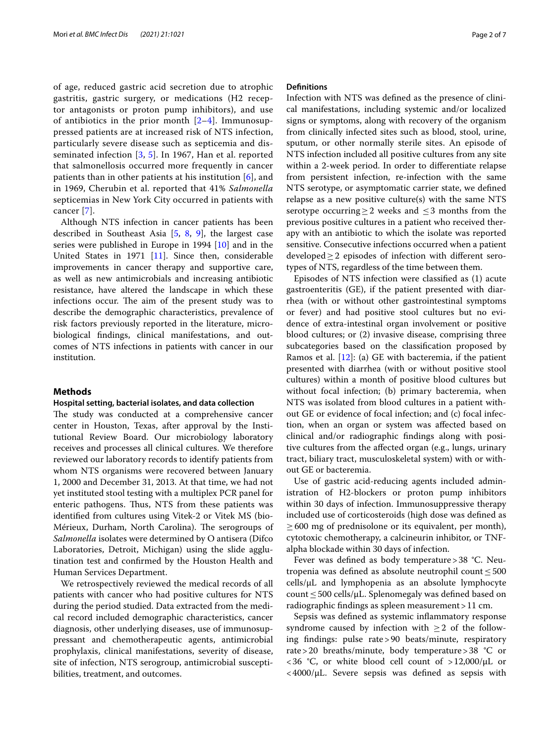of age, reduced gastric acid secretion due to atrophic gastritis, gastric surgery, or medications (H2 receptor antagonists or proton pump inhibitors), and use of antibiotics in the prior month [2–4]. Immunosuppressed patients are at increased risk of NTS infection, particularly severe disease such as septicemia and disseminated infection [3, 5]. In 1967, Han et al. reported that salmonellosis occurred more frequently in cancer patients than in other patients at his institution [6], and in 1969, Cherubin et al. reported that 41% *Salmonella* septicemias in New York City occurred in patients with cancer [7].

Although NTS infection in cancer patients has been described in Southeast Asia [5, 8, 9], the largest case series were published in Europe in 1994 [10] and in the United States in 1971 [11]. Since then, considerable improvements in cancer therapy and supportive care, as well as new antimicrobials and increasing antibiotic resistance, have altered the landscape in which these infections occur. The aim of the present study was to describe the demographic characteristics, prevalence of risk factors previously reported in the literature, microbiological findings, clinical manifestations, and outcomes of NTS infections in patients with cancer in our institution.

## Methods

### Hospital setting, bacterial isolates, and data collection

The study was conducted at a comprehensive cancer center in Houston, Texas, after approval by the Institutional Review Board. Our microbiology laboratory receives and processes all clinical cultures. We therefore reviewed our laboratory records to identify patients from whom NTS organisms were recovered between January 1, 2000 and December 31, 2013. At that time, we had not yet instituted stool testing with a multiplex PCR panel for enteric pathogens. Thus, NTS from these patients was identified from cultures using Vitek-2 or Vitek MS (bioMérieux, Durham, North Carolina). The serogroups of *Salmonella* isolates were determined by O antisera (Difco Laboratories, Detroit, Michigan) using the slide agglutination test and confirmed by the Houston Health and Human Services Department.

We retrospectively reviewed the medical records of all patients with cancer who had positive cultures for NTS during the period studied. Data extracted from the medical record included demographic characteristics, cancer diagnosis, other underlying diseases, use of immunosuppressant and chemotherapeutic agents, antimicrobial prophylaxis, clinical manifestations, severity of disease, site of infection, NTS serogroup, antimicrobial susceptibilities, treatment, and outcomes.

### Definitions

Infection with NTS was defined as the presence of clinical manifestations, including systemic and/or localized signs or symptoms, along with recovery of the organism from clinically infected sites such as blood, stool, urine, sputum, or other normally sterile sites. An episode of NTS infection included all positive cultures from any site within a 2-week period. In order to differentiate relapse from persistent infection, re-infection with the same NTS serotype, or asymptomatic carrier state, we defined relapse as a new positive culture(s) with the same NTS serotype occurring $\geq 2$ weeks and $\leq 3$ months from the previous positive cultures in a patient who received therapy with an antibiotic to which the isolate was reported sensitive. Consecutive infections occurred when a patient developed $\geq 2$ episodes of infection with different serotypes of NTS, regardless of the time between them.

Episodes of NTS infection were classified as (1) acute gastroenteritis (GE), if the patient presented with diarrhea (with or without other gastrointestinal symptoms or fever) and had positive stool cultures but no evidence of extra-intestinal organ involvement or positive blood cultures; or (2) invasive disease, comprising three subcategories based on the classification proposed by Ramos et al. [12]: (a) GE with bacteremia, if the patient presented with diarrhea (with or without positive stool cultures) within a month of positive blood cultures but without focal infection; (b) primary bacteremia, when NTS was isolated from blood cultures in a patient without GE or evidence of focal infection; and (c) focal infection, when an organ or system was affected based on clinical and/or radiographic findings along with positive cultures from the affected organ (e.g., lungs, urinary tract, biliary tract, musculoskeletal system) with or without GE or bacteremia.

Use of gastric acid-reducing agents included administration of H2-blockers or proton pump inhibitors within 30 days of infection. Immunosuppressive therapy included use of corticosteroids (high dose was defined as $\geq 600$ mg of prednisolone or its equivalent, per month), cytotoxic chemotherapy, a calcineurin inhibitor, or TNF-alpha blockade within 30 days of infection.

Fever was defined as body temperature > 38 °C. Neutropenia was defined as absolute neutrophil count $\leq 500$ cells/μL and lymphopenia as an absolute lymphocyte count $\leq 500$ cells/μL. Splenomegaly was defined based on radiographic findings as spleen measurement > 11 cm.

Sepsis was defined as systemic inflammatory response syndrome caused by infection with $\geq 2$ of the following findings: pulse rate > 90 beats/minute, respiratory rate > 20 breaths/minute, body temperature > 38 °C or < 36 °C, or white blood cell count of > 12,000/μL or < 4000/μL. Severe sepsis was defined as sepsis with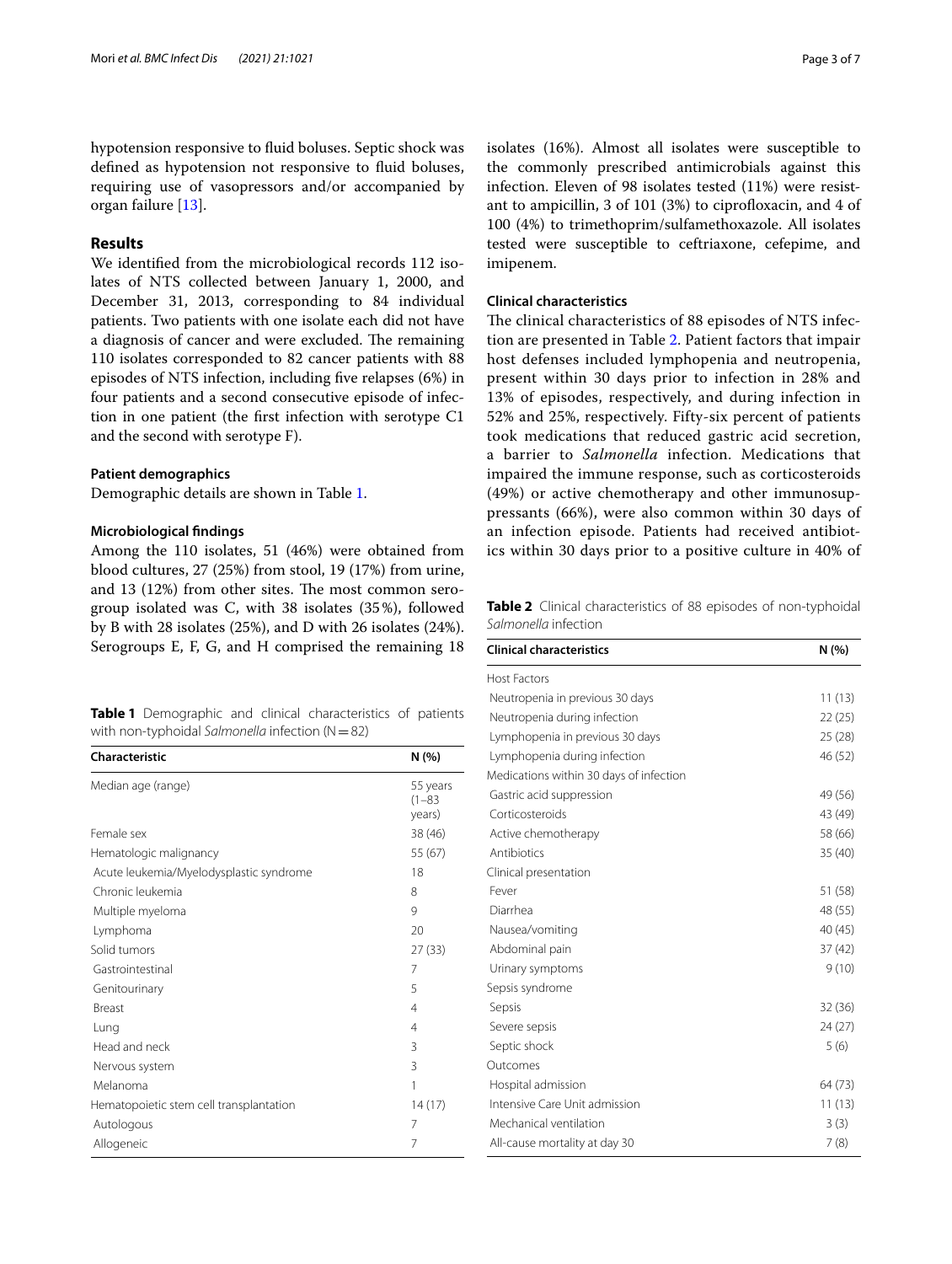hypotension responsive to fluid boluses. Septic shock was defined as hypotension not responsive to fluid boluses, requiring use of vasopressors and/or accompanied by organ failure [13].

## Results

We identified from the microbiological records 112 isolates of NTS collected between January 1, 2000, and December 31, 2013, corresponding to 84 individual patients. Two patients with one isolate each did not have a diagnosis of cancer and were excluded. The remaining 110 isolates corresponded to 82 cancer patients with 88 episodes of NTS infection, including five relapses (6%) in four patients and a second consecutive episode of infection in one patient (the first infection with serotype C1 and the second with serotype F).

### Patient demographics

Demographic details are shown in Table 1.

### Microbiological findings

Among the 110 isolates, 51 (46%) were obtained from blood cultures, 27 (25%) from stool, 19 (17%) from urine, and 13 (12%) from other sites. The most common serogroup isolated was C, with 38 isolates (35%), followed by B with 28 isolates (25%), and D with 26 isolates (24%). Serogroups E, F, G, and H comprised the remaining 18 isolates (16%). Almost all isolates were susceptible to the commonly prescribed antimicrobials against this infection. Eleven of 98 isolates tested (11%) were resistant to ampicillin, 3 of 101 (3%) to ciprofloxacin, and 4 of 100 (4%) to trimethoprim/sulfamethoxazole. All isolates tested were susceptible to ceftriaxone, cefepime, and imipenem.

**Table 1** Demographic and clinical characteristics of patients with non-typhoidal *Salmonella* infection (N = 82)

| Characteristic | N (%) |
|---|---|
| Median age (range) | 55 years (1–83 years) |
| Female sex | 38 (46) |
| Hematologic malignancy | 55 (67) |
| Acute leukemia/Myelodysplastic syndrome | 18 |
| Chronic leukemia | 8 |
| Multiple myeloma | 9 |
| Lymphoma | 20 |
| Solid tumors | 27 (33) |
| Gastrointestinal | 7 |
| Genitourinary | 5 |
| Breast | 4 |
| Lung | 4 |
| Head and neck | 3 |
| Nervous system | 3 |
| Melanoma | 1 |
| Hematopoietic stem cell transplantation | 14 (17) |
| Autologous | 7 |
| Allogeneic | 7 |

### Clinical characteristics

The clinical characteristics of 88 episodes of NTS infection are presented in Table 2. Patient factors that impair host defenses included lymphopenia and neutropenia, present within 30 days prior to infection in 28% and 13% of episodes, respectively, and during infection in 52% and 25%, respectively. Fifty-six percent of patients took medications that reduced gastric acid secretion, a barrier to *Salmonella* infection. Medications that impaired the immune response, such as corticosteroids (49%) or active chemotherapy and other immunosuppressants (66%), were also common within 30 days of an infection episode. Patients had received antibiotics within 30 days prior to a positive culture in 40% of

**Table 2** Clinical characteristics of 88 episodes of non-typhoidal *Salmonella* infection

| Clinical characteristics | N (%) |
|---|---|
| Host Factors | |
| Neutropenia in previous 30 days | 11 (13) |
| Neutropenia during infection | 22 (25) |
| Lymphopenia in previous 30 days | 25 (28) |
| Lymphopenia during infection | 46 (52) |
| Medications within 30 days of infection | |
| Gastric acid suppression | 49 (56) |
| Corticosteroids | 43 (49) |
| Active chemotherapy | 58 (66) |
| Antibiotics | 35 (40) |
| Clinical presentation | |
| Fever | 51 (58) |
| Diarrhea | 48 (55) |
| Nausea/vomiting | 40 (45) |
| Abdominal pain | 37 (42) |
| Urinary symptoms | 9 (10) |
| Sepsis syndrome | |
| Sepsis | 32 (36) |
| Severe sepsis | 24 (27) |
| Septic shock | 5 (6) |
| Outcomes | |
| Hospital admission | 64 (73) |
| Intensive Care Unit admission | 11 (13) |
| Mechanical ventilation | 3 (3) |
| All-cause mortality at day 30 | 7 (8) |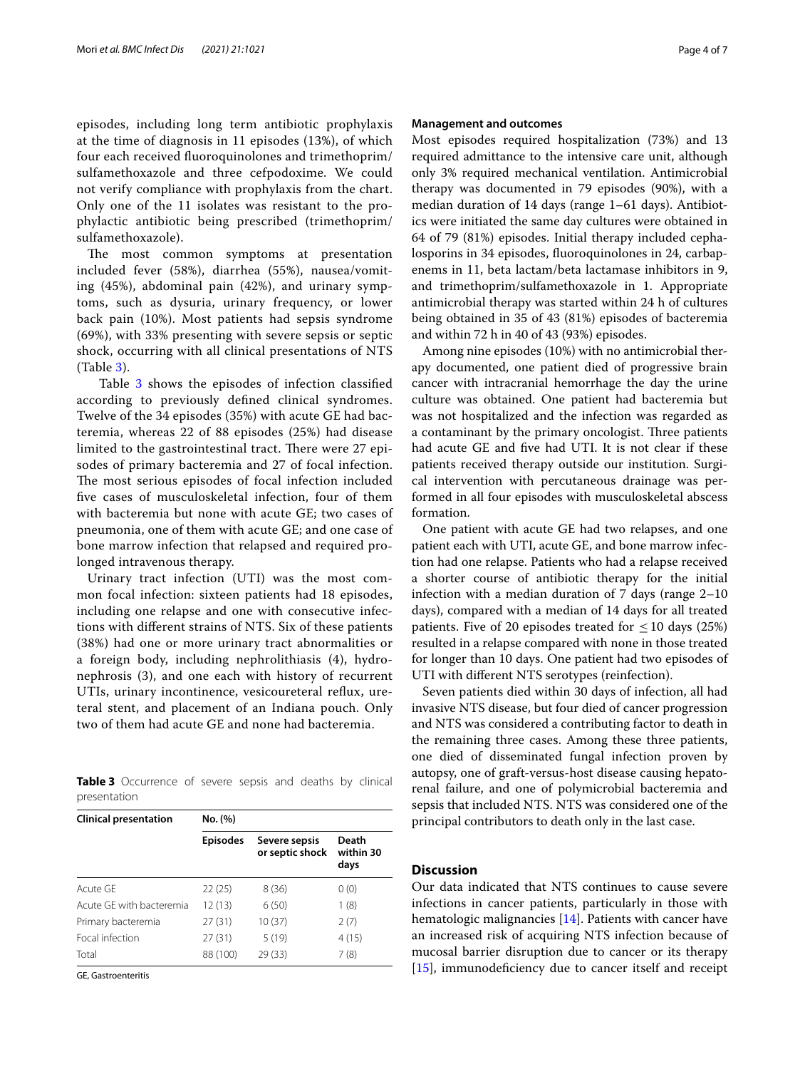episodes, including long term antibiotic prophylaxis at the time of diagnosis in 11 episodes (13%), of which four each received fluoroquinolones and trimethoprim/sulfamethoxazole and three cefpodoxime. We could not verify compliance with prophylaxis from the chart. Only one of the 11 isolates was resistant to the prophylactic antibiotic being prescribed (trimethoprim/sulfamethoxazole).

The most common symptoms at presentation included fever (58%), diarrhea (55%), nausea/vomiting (45%), abdominal pain (42%), and urinary symptoms, such as dysuria, urinary frequency, or lower back pain (10%). Most patients had sepsis syndrome (69%), with 33% presenting with severe sepsis or septic shock, occurring with all clinical presentations of NTS (Table 3).

Table 3 shows the episodes of infection classified according to previously defined clinical syndromes. Twelve of the 34 episodes (35%) with acute GE had bacteremia, whereas 22 of 88 episodes (25%) had disease limited to the gastrointestinal tract. There were 27 episodes of primary bacteremia and 27 of focal infection. The most serious episodes of focal infection included five cases of musculoskeletal infection, four of them with bacteremia but none with acute GE; two cases of pneumonia, one of them with acute GE; and one case of bone marrow infection that relapsed and required prolonged intravenous therapy.

Urinary tract infection (UTI) was the most common focal infection: sixteen patients had 18 episodes, including one relapse and one with consecutive infections with different strains of NTS. Six of these patients (38%) had one or more urinary tract abnormalities or a foreign body, including nephrolithiasis (4), hydronephrosis (3), and one each with history of recurrent UTIs, urinary incontinence, vesicoureteral reflux, ureteral stent, and placement of an Indiana pouch. Only two of them had acute GE and none had bacteremia.

**Table 3** Occurrence of severe sepsis and deaths by clinical presentation

| Clinical presentation | No. (%) | | |
|---|---|---|---|
| | Episodes | Severe sepsis or septic shock | Death within 30 days |
| Acute GE | 22 (25) | 8 (36) | 0 (0) |
| Acute GE with bacteremia | 12 (13) | 6 (50) | 1 (8) |
| Primary bacteremia | 27 (31) | 10 (37) | 2 (7) |
| Focal infection | 27 (31) | 5 (19) | 4 (15) |
| Total | 88 (100) | 29 (33) | 7 (8) |

GE, Gastroenteritis

### Management and outcomes

Most episodes required hospitalization (73%) and 13 required admittance to the intensive care unit, although only 3% required mechanical ventilation. Antimicrobial therapy was documented in 79 episodes (90%), with a median duration of 14 days (range 1–61 days). Antibiotics were initiated the same day cultures were obtained in 64 of 79 (81%) episodes. Initial therapy included cephalosporins in 34 episodes, fluoroquinolones in 24, carbapenems in 11, beta lactam/beta lactamase inhibitors in 9, and trimethoprim/sulfamethoxazole in 1. Appropriate antimicrobial therapy was started within 24 h of cultures being obtained in 35 of 43 (81%) episodes of bacteremia and within 72 h in 40 of 43 (93%) episodes.

Among nine episodes (10%) with no antimicrobial therapy documented, one patient died of progressive brain cancer with intracranial hemorrhage the day the urine culture was obtained. One patient had bacteremia but was not hospitalized and the infection was regarded as a contaminant by the primary oncologist. Three patients had acute GE and five had UTI. It is not clear if these patients received therapy outside our institution. Surgical intervention with percutaneous drainage was performed in all four episodes with musculoskeletal abscess formation.

One patient with acute GE had two relapses, and one patient each with UTI, acute GE, and bone marrow infection had one relapse. Patients who had a relapse received a shorter course of antibiotic therapy for the initial infection with a median duration of 7 days (range 2–10 days), compared with a median of 14 days for all treated patients. Five of 20 episodes treated for $\leq 10$ days (25%) resulted in a relapse compared with none in those treated for longer than 10 days. One patient had two episodes of UTI with different NTS serotypes (reinfection).

Seven patients died within 30 days of infection, all had invasive NTS disease, but four died of cancer progression and NTS was considered a contributing factor to death in the remaining three cases. Among these three patients, one died of disseminated fungal infection proven by autopsy, one of graft-versus-host disease causing hepatorenal failure, and one of polymicrobial bacteremia and sepsis that included NTS. NTS was considered one of the principal contributors to death only in the last case.

## Discussion

Our data indicated that NTS continues to cause severe infections in cancer patients, particularly in those with hematologic malignancies [14]. Patients with cancer have an increased risk of acquiring NTS infection because of mucosal barrier disruption due to cancer or its therapy [15], immunodeficiency due to cancer itself and receipt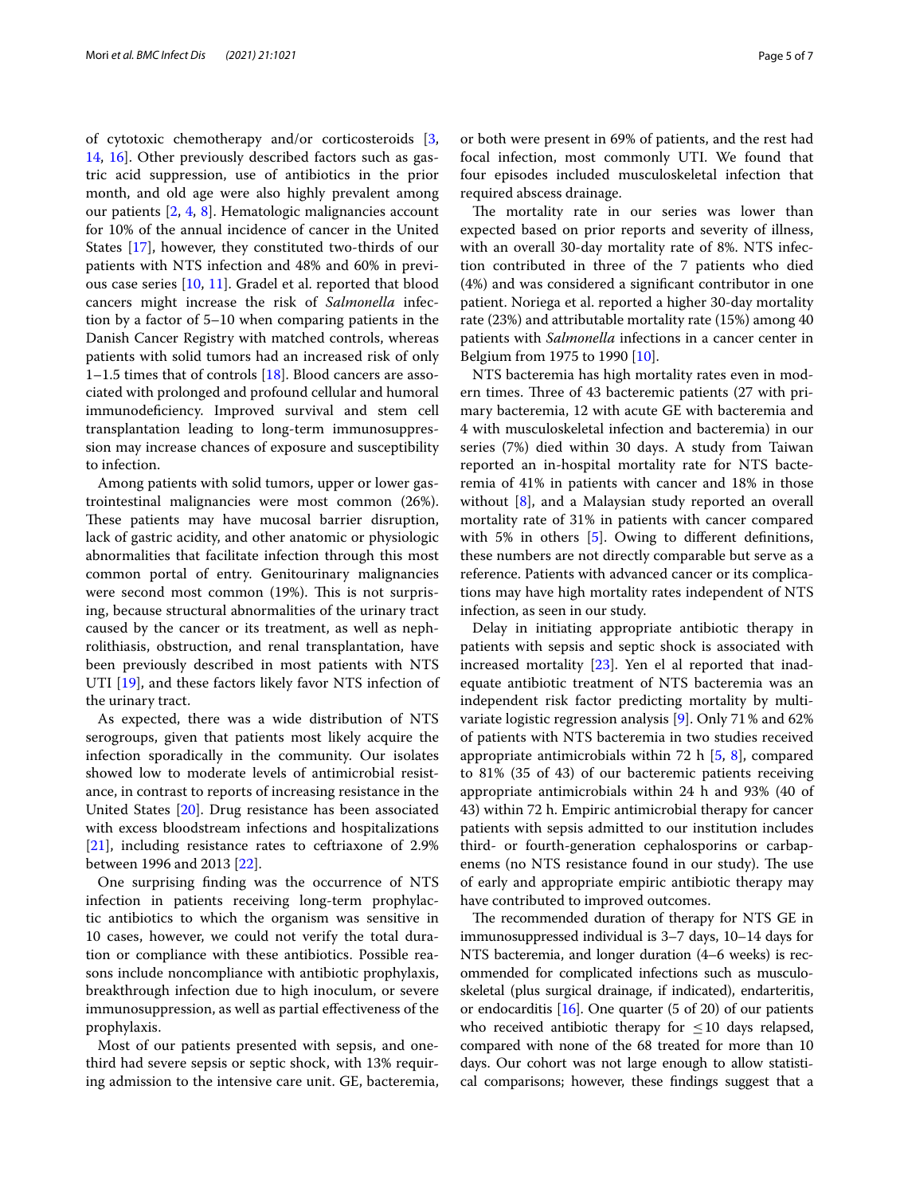of cytotoxic chemotherapy and/or corticosteroids [3, 14, 16]. Other previously described factors such as gastric acid suppression, use of antibiotics in the prior month, and old age were also highly prevalent among our patients [2, 4, 8]. Hematologic malignancies account for 10% of the annual incidence of cancer in the United States [17], however, they constituted two-thirds of our patients with NTS infection and 48% and 60% in previous case series [10, 11]. Gradel et al. reported that blood cancers might increase the risk of *Salmonella* infection by a factor of 5–10 when comparing patients in the Danish Cancer Registry with matched controls, whereas patients with solid tumors had an increased risk of only 1–1.5 times that of controls [18]. Blood cancers are associated with prolonged and profound cellular and humoral immunodeficiency. Improved survival and stem cell transplantation leading to long-term immunosuppression may increase chances of exposure and susceptibility to infection.

Among patients with solid tumors, upper or lower gastrointestinal malignancies were most common (26%). These patients may have mucosal barrier disruption, lack of gastric acidity, and other anatomic or physiologic abnormalities that facilitate infection through this most common portal of entry. Genitourinary malignancies were second most common (19%). This is not surprising, because structural abnormalities of the urinary tract caused by the cancer or its treatment, as well as nephrolithiasis, obstruction, and renal transplantation, have been previously described in most patients with NTS UTI [19], and these factors likely favor NTS infection of the urinary tract.

As expected, there was a wide distribution of NTS serogroups, given that patients most likely acquire the infection sporadically in the community. Our isolates showed low to moderate levels of antimicrobial resistance, in contrast to reports of increasing resistance in the United States [20]. Drug resistance has been associated with excess bloodstream infections and hospitalizations [21], including resistance rates to ceftriaxone of 2.9% between 1996 and 2013 [22].

One surprising finding was the occurrence of NTS infection in patients receiving long-term prophylactic antibiotics to which the organism was sensitive in 10 cases, however, we could not verify the total duration or compliance with these antibiotics. Possible reasons include noncompliance with antibiotic prophylaxis, breakthrough infection due to high inoculum, or severe immunosuppression, as well as partial effectiveness of the prophylaxis.

Most of our patients presented with sepsis, and one-third had severe sepsis or septic shock, with 13% requiring admission to the intensive care unit. GE, bacteremia, or both were present in 69% of patients, and the rest had focal infection, most commonly UTI. We found that four episodes included musculoskeletal infection that required abscess drainage.

The mortality rate in our series was lower than expected based on prior reports and severity of illness, with an overall 30-day mortality rate of 8%. NTS infection contributed in three of the 7 patients who died (4%) and was considered a significant contributor in one patient. Noriega et al. reported a higher 30-day mortality rate (23%) and attributable mortality rate (15%) among 40 patients with *Salmonella* infections in a cancer center in Belgium from 1975 to 1990 [10].

NTS bacteremia has high mortality rates even in modern times. Three of 43 bacteremic patients (27 with primary bacteremia, 12 with acute GE with bacteremia and 4 with musculoskeletal infection and bacteremia) in our series (7%) died within 30 days. A study from Taiwan reported an in-hospital mortality rate for NTS bacteremia of 41% in patients with cancer and 18% in those without [8], and a Malaysian study reported an overall mortality rate of 31% in patients with cancer compared with 5% in others [5]. Owing to different definitions, these numbers are not directly comparable but serve as a reference. Patients with advanced cancer or its complications may have high mortality rates independent of NTS infection, as seen in our study.

Delay in initiating appropriate antibiotic therapy in patients with sepsis and septic shock is associated with increased mortality [23]. Yen el al reported that inadequate antibiotic treatment of NTS bacteremia was an independent risk factor predicting mortality by multivariate logistic regression analysis [9]. Only 71% and 62% of patients with NTS bacteremia in two studies received appropriate antimicrobials within 72 h [5, 8], compared to 81% (35 of 43) of our bacteremic patients receiving appropriate antimicrobials within 24 h and 93% (40 of 43) within 72 h. Empiric antimicrobial therapy for cancer patients with sepsis admitted to our institution includes third- or fourth-generation cephalosporins or carbapenems (no NTS resistance found in our study). The use of early and appropriate empiric antibiotic therapy may have contributed to improved outcomes.

The recommended duration of therapy for NTS GE in immunosuppressed individual is 3–7 days, 10–14 days for NTS bacteremia, and longer duration (4–6 weeks) is recommended for complicated infections such as musculoskeletal (plus surgical drainage, if indicated), endarteritis, or endocarditis [16]. One quarter (5 of 20) of our patients who received antibiotic therapy for $\leq 10$ days relapsed, compared with none of the 68 treated for more than 10 days. Our cohort was not large enough to allow statistical comparisons; however, these findings suggest that a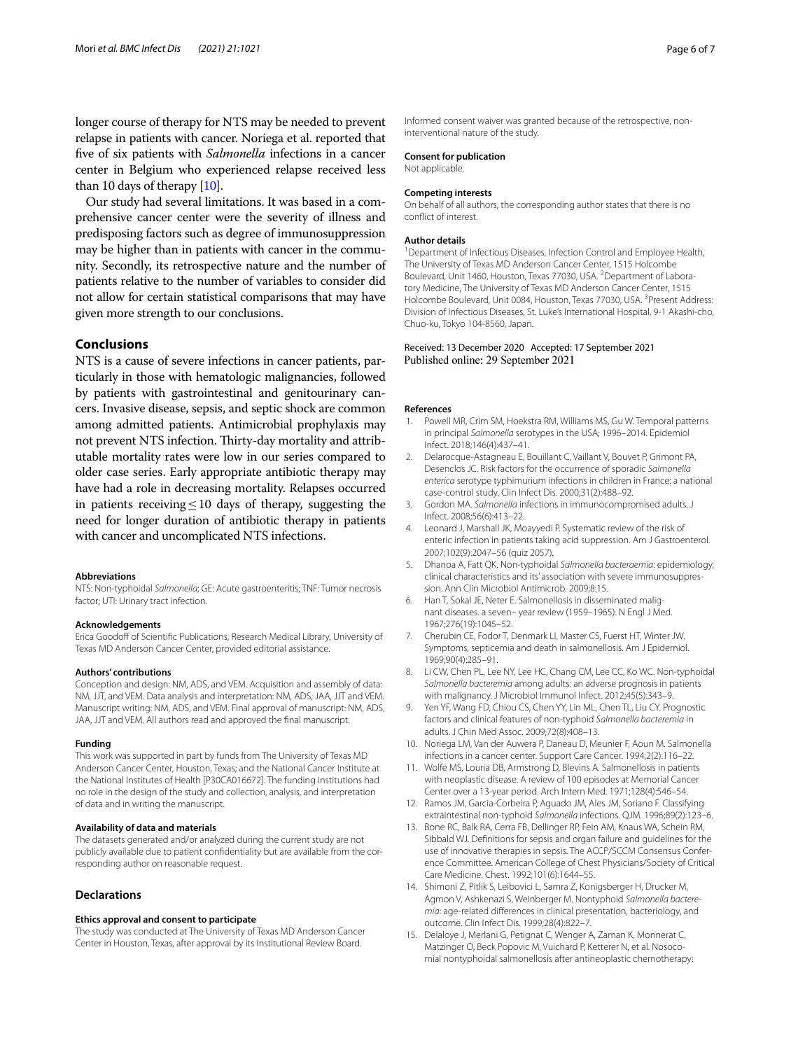longer course of therapy for NTS may be needed to prevent relapse in patients with cancer. Noriega et al. reported that five of six patients with *Salmonella* infections in a cancer center in Belgium who experienced relapse received less than 10 days of therapy [10].

Our study had several limitations. It was based in a comprehensive cancer center were the severity of illness and predisposing factors such as degree of immunosuppression may be higher than in patients with cancer in the community. Secondly, its retrospective nature and the number of patients relative to the number of variables to consider did not allow for certain statistical comparisons that may have given more strength to our conclusions.

## Conclusions

NTS is a cause of severe infections in cancer patients, particularly in those with hematologic malignancies, followed by patients with gastrointestinal and genitourinary cancers. Invasive disease, sepsis, and septic shock are common among admitted patients. Antimicrobial prophylaxis may not prevent NTS infection. Thirty-day mortality and attributable mortality rates were low in our series compared to older case series. Early appropriate antibiotic therapy may have had a role in decreasing mortality. Relapses occurred in patients receiving $\leq 10$ days of therapy, suggesting the need for longer duration of antibiotic therapy in patients with cancer and uncomplicated NTS infections.

#### Abbreviations

NTS: Non-typhoidal *Salmonella*; GE: Acute gastroenteritis; TNF: Tumor necrosis factor; UTI: Urinary tract infection.

#### Acknowledgements

Erica Goodoff of Scientific Publications, Research Medical Library, University of Texas MD Anderson Cancer Center, provided editorial assistance.

#### Authors' contributions

Conception and design: NM, ADS, and VEM. Acquisition and assembly of data: NM, JJT, and VEM. Data analysis and interpretation: NM, ADS, JAA, JJT and VEM. Manuscript writing: NM, ADS, and VEM. Final approval of manuscript: NM, ADS, JAA, JJT and VEM. All authors read and approved the final manuscript.

#### Funding

This work was supported in part by funds from The University of Texas MD Anderson Cancer Center, Houston, Texas; and the National Cancer Institute at the National Institutes of Health [P30CA016672]. The funding institutions had no role in the design of the study and collection, analysis, and interpretation of data and in writing the manuscript.

#### Availability of data and materials

The datasets generated and/or analyzed during the current study are not publicly available due to patient confidentiality but are available from the corresponding author on reasonable request.

### Declarations

#### Ethics approval and consent to participate

The study was conducted at The University of Texas MD Anderson Cancer Center in Houston, Texas, after approval by its Institutional Review Board. Informed consent waiver was granted because of the retrospective, non-interventional nature of the study.

#### Consent for publication

Not applicable.

#### Competing interests

On behalf of all authors, the corresponding author states that there is no conflict of interest.

#### Author details

[1]Department of Infectious Diseases, Infection Control and Employee Health, The University of Texas MD Anderson Cancer Center, 1515 Holcombe Boulevard, Unit 1460, Houston, Texas 77030, USA. [2]Department of Laboratory Medicine, The University of Texas MD Anderson Cancer Center, 1515 Holcombe Boulevard, Unit 0084, Houston, Texas 77030, USA. [3]Present Address: Division of Infectious Diseases, St. Luke's International Hospital, 9-1 Akashi-cho, Chuo-ku, Tokyo 104-8560, Japan.

Received: 13 December 2020 Accepted: 17 September 2021
Published online: 29 September 2021

#### References

1. Powell MR, Crim SM, Hoekstra RM, Williams MS, Gu W. Temporal patterns in principal *Salmonella* serotypes in the USA; 1996–2014. Epidemiol Infect. 2018;146(4):437–41.
2. Delarocque-Astagneau E, Bouillant C, Vaillant V, Bouvet P, Grimont PA, Desenclos JC. Risk factors for the occurrence of sporadic *Salmonella enterica* serotype typhimurium infections in children in France: a national case-control study. Clin Infect Dis. 2000;31(2):488–92.
3. Gordon MA. *Salmonella* infections in immunocompromised adults. J Infect. 2008;56(6):413–22.
4. Leonard J, Marshall JK, Moayyedi P. Systematic review of the risk of enteric infection in patients taking acid suppression. Am J Gastroenterol. 2007;102(9):2047–56 (quiz 2057).
5. Dhanoa A, Fatt QK. Non-typhoidal *Salmonella bacteraemia*: epidemiology, clinical characteristics and its' association with severe immunosuppression. Ann Clin Microbiol Antimicrob. 2009;8:15.
6. Han T, Sokal JE, Neter E. Salmonellosis in disseminated malignant diseases. a seven– year review (1959–1965). N Engl J Med. 1967;276(19):1045–52.
7. Cherubin CE, Fodor T, Denmark LI, Master CS, Fuerst HT, Winter JW. Symptoms, septicemia and death in salmonellosis. Am J Epidemiol. 1969;90(4):285–91.
8. Li CW, Chen PL, Lee NY, Lee HC, Chang CM, Lee CC, Ko WC. Non-typhoidal *Salmonella bacteremia* among adults: an adverse prognosis in patients with malignancy. J Microbiol Immunol Infect. 2012;45(5):343–9.
9. Yen YF, Wang FD, Chiou CS, Chen YY, Lin ML, Chen TL, Liu CY. Prognostic factors and clinical features of non-typhoid *Salmonella bacteremia* in adults. J Chin Med Assoc. 2009;72(8):408–13.
10. Noriega LM, Van der Auwera P, Daneau D, Meunier F, Aoun M. Salmonella infections in a cancer center. Support Care Cancer. 1994;2(2):116–22.
11. Wolfe MS, Louria DB, Armstrong D, Blevins A. Salmonellosis in patients with neoplastic disease. A review of 100 episodes at Memorial Cancer Center over a 13-year period. Arch Intern Med. 1971;128(4):546–54.
12. Ramos JM, Garcia-Corbeira P, Aguado JM, Ales JM, Soriano F. Classifying extraintestinal non-typhoid *Salmonella* infections. QJM. 1996;89(2):123–6.
13. Bone RC, Balk RA, Cerra FB, Dellinger RP, Fein AM, Knaus WA, Schein RM, Sibbald WJ. Definitions for sepsis and organ failure and guidelines for the use of innovative therapies in sepsis. The ACCP/SCCM Consensus Conference Committee. American College of Chest Physicians/Society of Critical Care Medicine. Chest. 1992;101(6):1644–55.
14. Shimoni Z, Pitlik S, Leibovici L, Samra Z, Konigsberger H, Drucker M, Agmon V, Ashkenazi S, Weinberger M. Nontyphoid *Salmonella bacteremia*: age-related differences in clinical presentation, bacteriology, and outcome. Clin Infect Dis. 1999;28(4):822–7.
15. Delaloye J, Merlani G, Petignat C, Wenger A, Zaman K, Monnerat C, Matzinger O, Beck Popovic M, Vuichard P, Ketterer N, et al. Nosocomial nontyphoidal salmonellosis after antineoplastic chemotherapy: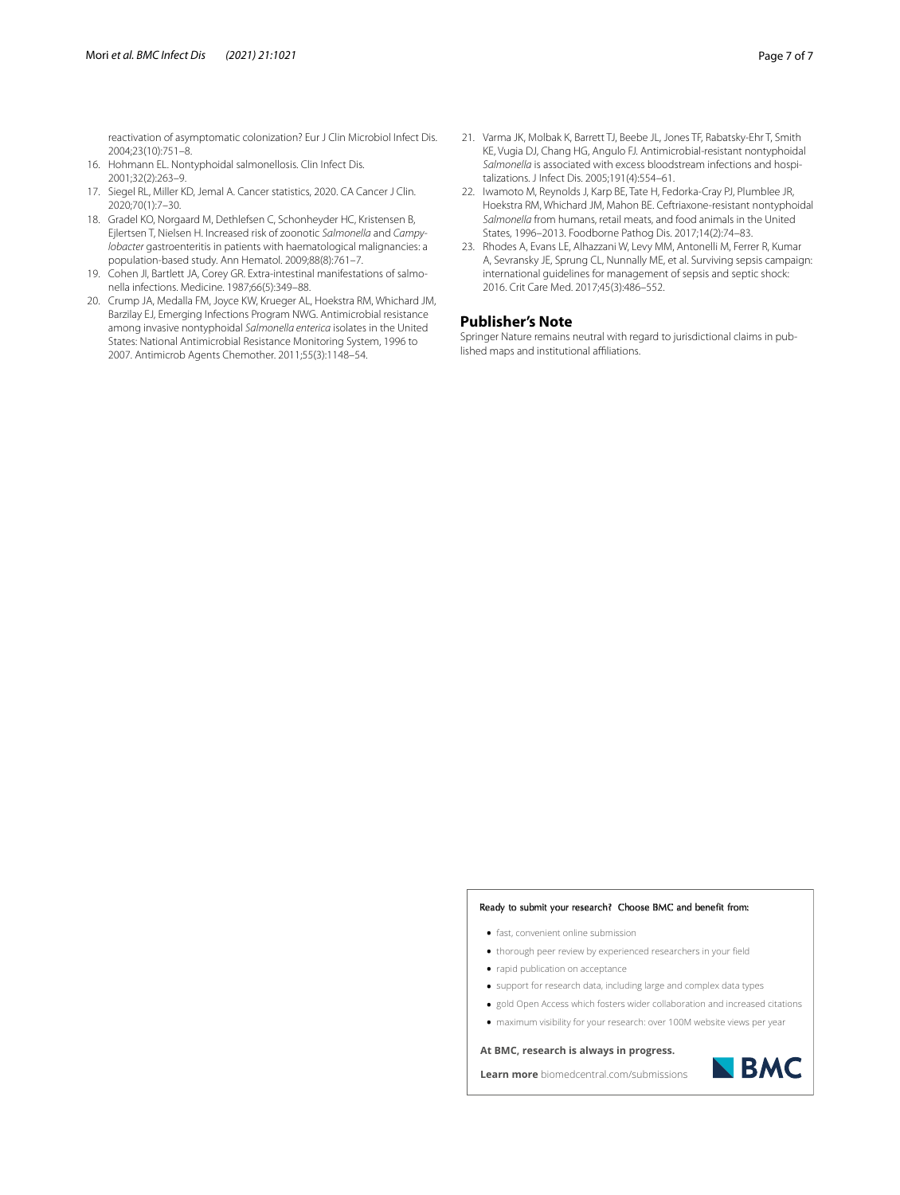reactivation of asymptomatic colonization? Eur J Clin Microbiol Infect Dis. 2004;23(10):751–8.

16. Hohmann EL. Nontyphoidal salmonellosis. Clin Infect Dis. 2001;32(2):263–9.
17. Siegel RL, Miller KD, Jemal A. Cancer statistics, 2020. CA Cancer J Clin. 2020;70(1):7–30.
18. Gradel KO, Norgaard M, Dethlefsen C, Schonheyder HC, Kristensen B, Ejlertsen T, Nielsen H. Increased risk of zoonotic *Salmonella* and *Campylobacter* gastroenteritis in patients with haematological malignancies: a population-based study. Ann Hematol. 2009;88(8):761–7.
19. Cohen JI, Bartlett JA, Corey GR. Extra-intestinal manifestations of salmonella infections. Medicine. 1987;66(5):349–88.
20. Crump JA, Medalla FM, Joyce KW, Krueger AL, Hoekstra RM, Whichard JM, Barzilay EJ, Emerging Infections Program NWG. Antimicrobial resistance among invasive nontyphoidal *Salmonella enterica* isolates in the United States: National Antimicrobial Resistance Monitoring System, 1996 to 2007. Antimicrob Agents Chemother. 2011;55(3):1148–54.
21. Varma JK, Molbak K, Barrett TJ, Beebe JL, Jones TF, Rabatsky-Ehr T, Smith KE, Vugia DJ, Chang HG, Angulo FJ. Antimicrobial-resistant nontyphoidal *Salmonella* is associated with excess bloodstream infections and hospitalizations. J Infect Dis. 2005;191(4):554–61.
22. Iwamoto M, Reynolds J, Karp BE, Tate H, Fedorka-Cray PJ, Plumblee JR, Hoekstra RM, Whichard JM, Mahon BE. Ceftriaxone-resistant nontyphoidal *Salmonella* from humans, retail meats, and food animals in the United States, 1996–2013. Foodborne Pathog Dis. 2017;14(2):74–83.
23. Rhodes A, Evans LE, Alhazzani W, Levy MM, Antonelli M, Ferrer R, Kumar A, Sevransky JE, Sprung CL, Nunnally ME, et al. Surviving sepsis campaign: international guidelines for management of sepsis and septic shock: 2016. Crit Care Med. 2017;45(3):486–552.

## Publisher's Note

Springer Nature remains neutral with regard to jurisdictional claims in published maps and institutional affiliations.

Ready to submit your research? Choose BMC and benefit from:

- fast, convenient online submission
- thorough peer review by experienced researchers in your field
- rapid publication on acceptance
- support for research data, including large and complex data types
- gold Open Access which fosters wider collaboration and increased citations
- maximum visibility for your research: over 100M website views per year

**At BMC, research is always in progress.**

**Learn more** biomedcentral.com/submissions

BMC